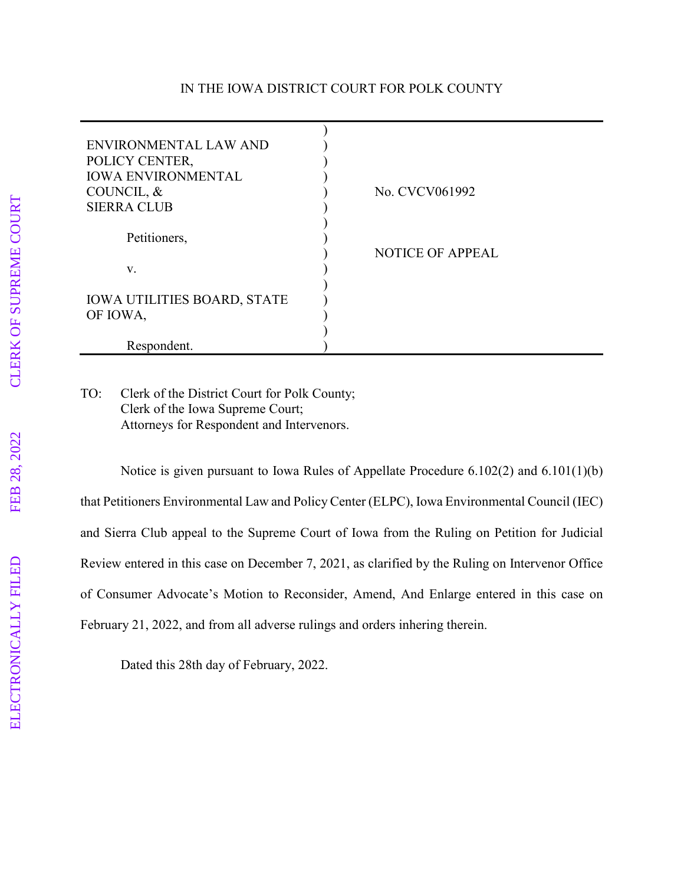IN THE IOWA DISTRICT COURT FOR POLK COUNTY

| | |
|---|---|
| ENVIRONMENTAL LAW AND POLICY CENTER, IOWA ENVIRONMENTAL COUNCIL, & SIERRA CLUB | No. CVCV061992 |
| Petitioners, | |
| v. | NOTICE OF APPEAL |
| IOWA UTILITIES BOARD, STATE OF IOWA, | |
| Respondent. | |

TO: Clerk of the District Court for Polk County;
Clerk of the Iowa Supreme Court;
Attorneys for Respondent and Intervenors.

Notice is given pursuant to Iowa Rules of Appellate Procedure 6.102(2) and 6.101(1)(b) that Petitioners Environmental Law and Policy Center (ELPC), Iowa Environmental Council (IEC) and Sierra Club appeal to the Supreme Court of Iowa from the Ruling on Petition for Judicial Review entered in this case on December 7, 2021, as clarified by the Ruling on Intervenor Office of Consumer Advocate's Motion to Reconsider, Amend, And Enlarge entered in this case on February 21, 2022, and from all adverse rulings and orders inhering therein.

Dated this 28th day of February, 2022.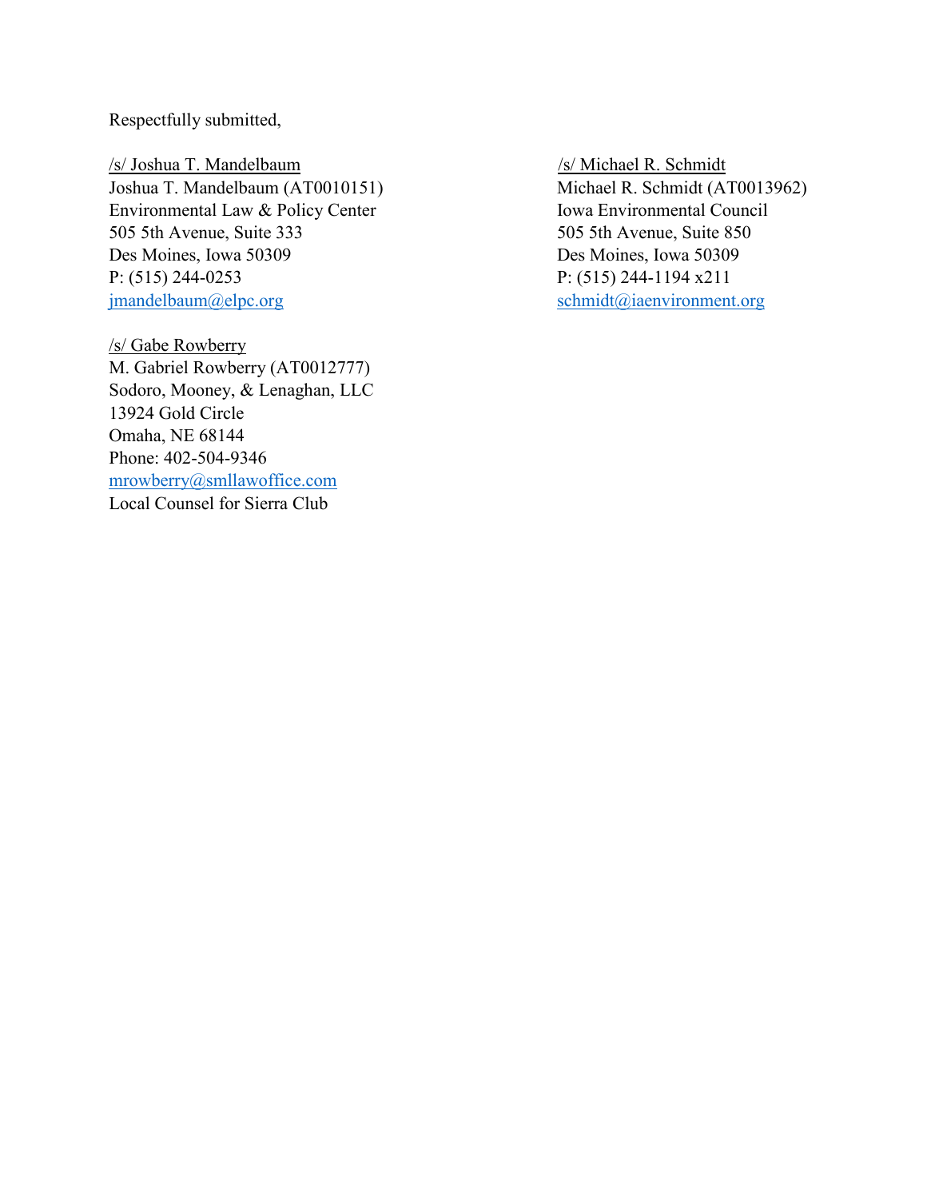Respectfully submitted,

/s/ Joshua T. Mandelbaum
Joshua T. Mandelbaum (AT0010151)
Environmental Law & Policy Center
505 5th Avenue, Suite 333
Des Moines, Iowa 50309
P: (515) 244-0253
jmandelbaum@elpc.org

/s/ Gabe Rowberry
M. Gabriel Rowberry (AT0012777)
Sodoro, Mooney, & Lenaghan, LLC
13924 Gold Circle
Omaha, NE 68144
Phone: 402-504-9346
mrowberry@smllawoffice.com
Local Counsel for Sierra Club

/s/ Michael R. Schmidt
Michael R. Schmidt (AT0013962)
Iowa Environmental Council
505 5th Avenue, Suite 850
Des Moines, Iowa 50309
P: (515) 244-1194 x211
schmidt@iaenvironment.org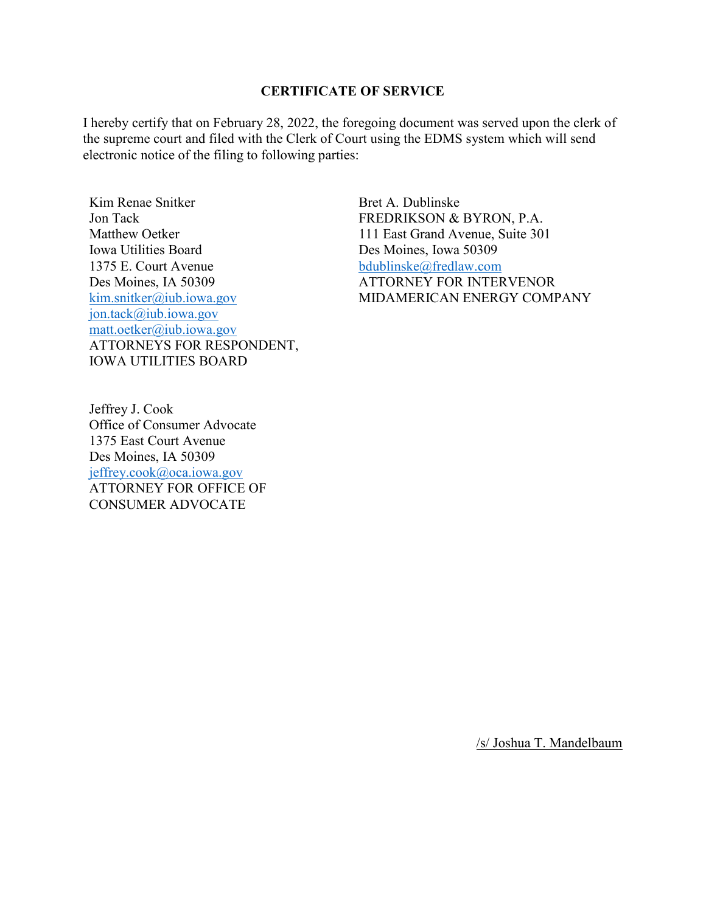**CERTIFICATE OF SERVICE**

I hereby certify that on February 28, 2022, the foregoing document was served upon the clerk of the supreme court and filed with the Clerk of Court using the EDMS system which will send electronic notice of the filing to following parties:

Kim Renae Snitker  
Jon Tack  
Matthew Oetker  
Iowa Utilities Board  
1375 E. Court Avenue  
Des Moines, IA 50309  
kim.snitker@iub.iowa.gov  
jon.tack@iub.iowa.gov  
matt.oetker@iub.iowa.gov  
ATTORNEYS FOR RESPONDENT, IOWA UTILITIES BOARD

Bret A. Dublinske  
FREDRIKSON & BYRON, P.A.  
111 East Grand Avenue, Suite 301  
Des Moines, Iowa 50309  
bdublinske@fredlaw.com  
ATTORNEY FOR INTERVENOR MIDAMERICAN ENERGY COMPANY

Jeffrey J. Cook  
Office of Consumer Advocate  
1375 East Court Avenue  
Des Moines, IA 50309  
jeffrey.cook@oca.iowa.gov  
ATTORNEY FOR OFFICE OF CONSUMER ADVOCATE

/s/ Joshua T. Mandelbaum